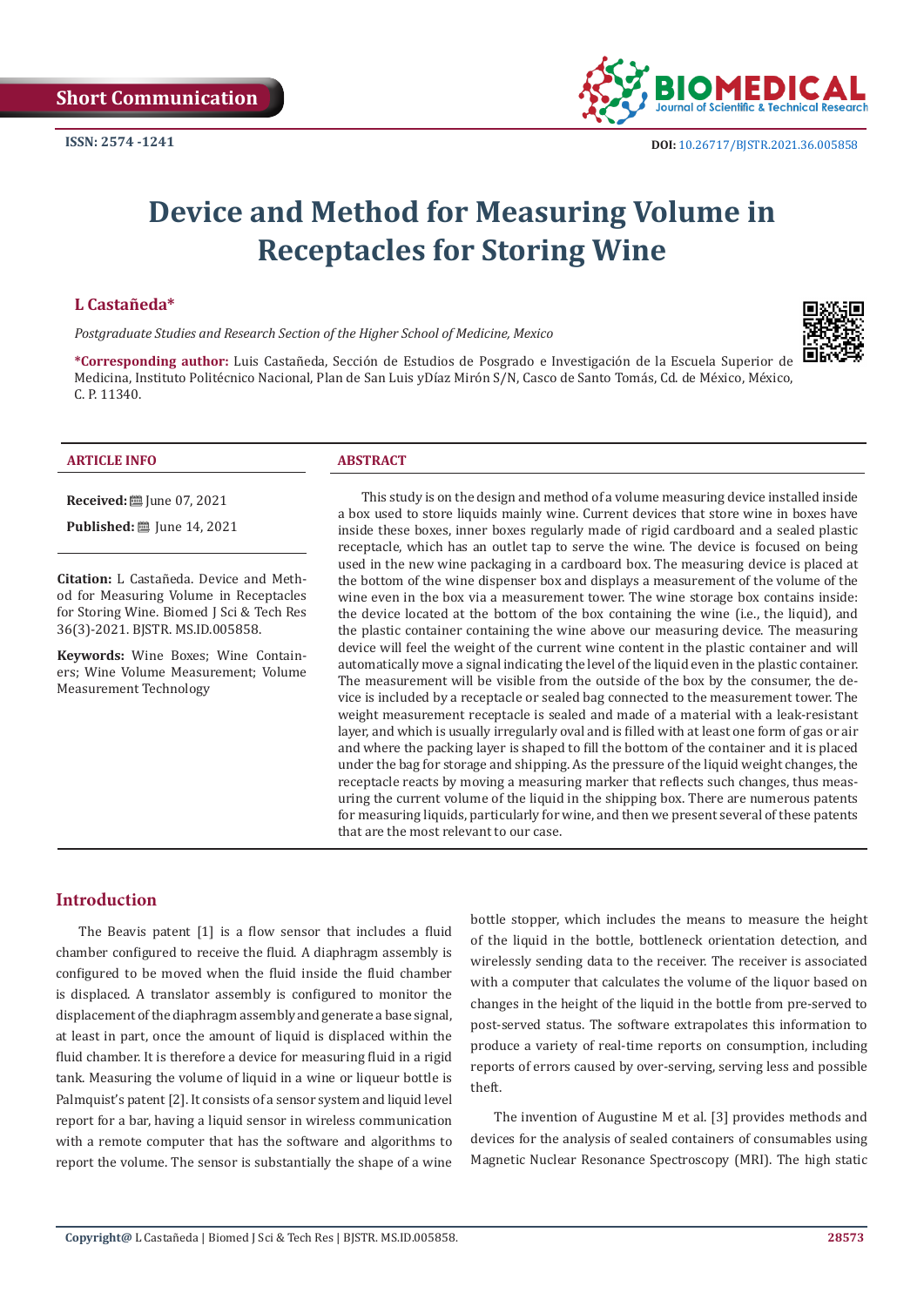Short Communication

ISSN: 2574 -1241

DOI: 10.26717/BJSTR.2021.36.005858

# Device and Method for Measuring Volume in Receptacles for Storing Wine

**L Castañeda***

*Postgraduate Studies and Research Section of the Higher School of Medicine, Mexico*

**\*Corresponding author:** Luis Castañeda, Sección de Estudios de Posgrado e Investigación de la Escuela Superior de Medicina, Instituto Politécnico Nacional, Plan de San Luis yDíaz Mirón S/N, Casco de Santo Tomás, Cd. de México, México, C. P. 11340.

**ARTICLE INFO**

**Received:** June 07, 2021

**Published:** June 14, 2021

**Citation:** L Castañeda. Device and Method for Measuring Volume in Receptacles for Storing Wine. Biomed J Sci & Tech Res 36(3)-2021. BJSTR. MS.ID.005858.

**Keywords:** Wine Boxes; Wine Containers; Wine Volume Measurement; Volume Measurement Technology

**ABSTRACT**

This study is on the design and method of a volume measuring device installed inside a box used to store liquids mainly wine. Current devices that store wine in boxes have inside these boxes, inner boxes regularly made of rigid cardboard and a sealed plastic receptacle, which has an outlet tap to serve the wine. The device is focused on being used in the new wine packaging in a cardboard box. The measuring device is placed at the bottom of the wine dispenser box and displays a measurement of the volume of the wine even in the box via a measurement tower. The wine storage box contains inside: the device located at the bottom of the box containing the wine (i.e., the liquid), and the plastic container containing the wine above our measuring device. The measuring device will feel the weight of the current wine content in the plastic container and will automatically move a signal indicating the level of the liquid even in the plastic container. The measurement will be visible from the outside of the box by the consumer, the device is included by a receptacle or sealed bag connected to the measurement tower. The weight measurement receptacle is sealed and made of a material with a leak-resistant layer, and which is usually irregularly oval and is filled with at least one form of gas or air and where the packing layer is shaped to fill the bottom of the container and it is placed under the bag for storage and shipping. As the pressure of the liquid weight changes, the receptacle reacts by moving a measuring marker that reflects such changes, thus measuring the current volume of the liquid in the shipping box. There are numerous patents for measuring liquids, particularly for wine, and then we present several of these patents that are the most relevant to our case.

## Introduction

The Beavis patent [1] is a flow sensor that includes a fluid chamber configured to receive the fluid. A diaphragm assembly is configured to be moved when the fluid inside the fluid chamber is displaced. A translator assembly is configured to monitor the displacement of the diaphragm assembly and generate a base signal, at least in part, once the amount of liquid is displaced within the fluid chamber. It is therefore a device for measuring fluid in a rigid tank. Measuring the volume of liquid in a wine or liqueur bottle is Palmquist's patent [2]. It consists of a sensor system and liquid level report for a bar, having a liquid sensor in wireless communication with a remote computer that has the software and algorithms to report the volume. The sensor is substantially the shape of a wine bottle stopper, which includes the means to measure the height of the liquid in the bottle, bottleneck orientation detection, and wirelessly sending data to the receiver. The receiver is associated with a computer that calculates the volume of the liquor based on changes in the height of the liquid in the bottle from pre-served to post-served status. The software extrapolates this information to produce a variety of real-time reports on consumption, including reports of errors caused by over-serving, serving less and possible theft.

The invention of Augustine M et al. [3] provides methods and devices for the analysis of sealed containers of consumables using Magnetic Nuclear Resonance Spectroscopy (MRI). The high static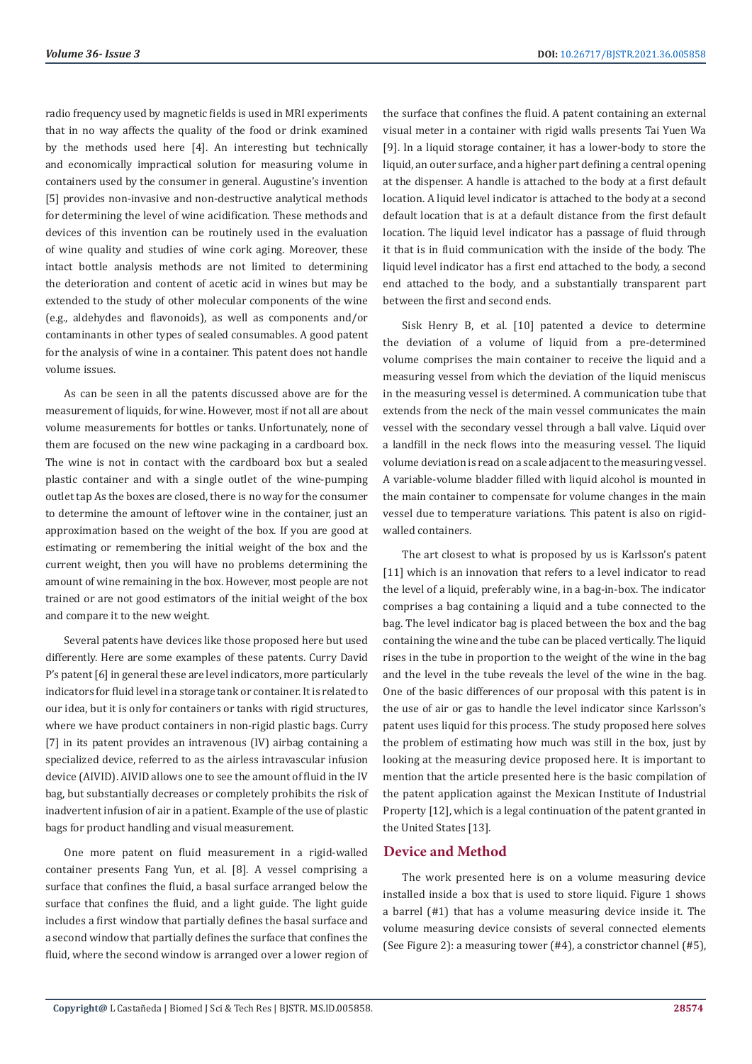radio frequency used by magnetic fields is used in MRI experiments that in no way affects the quality of the food or drink examined by the methods used here [4]. An interesting but technically and economically impractical solution for measuring volume in containers used by the consumer in general. Augustine's invention [5] provides non-invasive and non-destructive analytical methods for determining the level of wine acidification. These methods and devices of this invention can be routinely used in the evaluation of wine quality and studies of wine cork aging. Moreover, these intact bottle analysis methods are not limited to determining the deterioration and content of acetic acid in wines but may be extended to the study of other molecular components of the wine (e.g., aldehydes and flavonoids), as well as components and/or contaminants in other types of sealed consumables. A good patent for the analysis of wine in a container. This patent does not handle volume issues.

As can be seen in all the patents discussed above are for the measurement of liquids, for wine. However, most if not all are about volume measurements for bottles or tanks. Unfortunately, none of them are focused on the new wine packaging in a cardboard box. The wine is not in contact with the cardboard box but a sealed plastic container and with a single outlet of the wine-pumping outlet tap As the boxes are closed, there is no way for the consumer to determine the amount of leftover wine in the container, just an approximation based on the weight of the box. If you are good at estimating or remembering the initial weight of the box and the current weight, then you will have no problems determining the amount of wine remaining in the box. However, most people are not trained or are not good estimators of the initial weight of the box and compare it to the new weight.

Several patents have devices like those proposed here but used differently. Here are some examples of these patents. Curry David P's patent [6] in general these are level indicators, more particularly indicators for fluid level in a storage tank or container. It is related to our idea, but it is only for containers or tanks with rigid structures, where we have product containers in non-rigid plastic bags. Curry [7] in its patent provides an intravenous (IV) airbag containing a specialized device, referred to as the airless intravascular infusion device (AIVID). AIVID allows one to see the amount of fluid in the IV bag, but substantially decreases or completely prohibits the risk of inadvertent infusion of air in a patient. Example of the use of plastic bags for product handling and visual measurement.

One more patent on fluid measurement in a rigid-walled container presents Fang Yun, et al. [8]. A vessel comprising a surface that confines the fluid, a basal surface arranged below the surface that confines the fluid, and a light guide. The light guide includes a first window that partially defines the basal surface and a second window that partially defines the surface that confines the fluid, where the second window is arranged over a lower region of the surface that confines the fluid. A patent containing an external visual meter in a container with rigid walls presents Tai Yuen Wa [9]. In a liquid storage container, it has a lower-body to store the liquid, an outer surface, and a higher part defining a central opening at the dispenser. A handle is attached to the body at a first default location. A liquid level indicator is attached to the body at a second default location that is at a default distance from the first default location. The liquid level indicator has a passage of fluid through it that is in fluid communication with the inside of the body. The liquid level indicator has a first end attached to the body, a second end attached to the body, and a substantially transparent part between the first and second ends.

Sisk Henry B, et al. [10] patented a device to determine the deviation of a volume of liquid from a pre-determined volume comprises the main container to receive the liquid and a measuring vessel from which the deviation of the liquid meniscus in the measuring vessel is determined. A communication tube that extends from the neck of the main vessel communicates the main vessel with the secondary vessel through a ball valve. Liquid over a landfill in the neck flows into the measuring vessel. The liquid volume deviation is read on a scale adjacent to the measuring vessel. A variable-volume bladder filled with liquid alcohol is mounted in the main container to compensate for volume changes in the main vessel due to temperature variations. This patent is also on rigid-walled containers.

The art closest to what is proposed by us is Karlsson's patent [11] which is an innovation that refers to a level indicator to read the level of a liquid, preferably wine, in a bag-in-box. The indicator comprises a bag containing a liquid and a tube connected to the bag. The level indicator bag is placed between the box and the bag containing the wine and the tube can be placed vertically. The liquid rises in the tube in proportion to the weight of the wine in the bag and the level in the tube reveals the level of the wine in the bag. One of the basic differences of our proposal with this patent is in the use of air or gas to handle the level indicator since Karlsson's patent uses liquid for this process. The study proposed here solves the problem of estimating how much was still in the box, just by looking at the measuring device proposed here. It is important to mention that the article presented here is the basic compilation of the patent application against the Mexican Institute of Industrial Property [12], which is a legal continuation of the patent granted in the United States [13].

## Device and Method

The work presented here is on a volume measuring device installed inside a box that is used to store liquid. Figure 1 shows a barrel (#1) that has a volume measuring device inside it. The volume measuring device consists of several connected elements (See Figure 2): a measuring tower (#4), a constrictor channel (#5),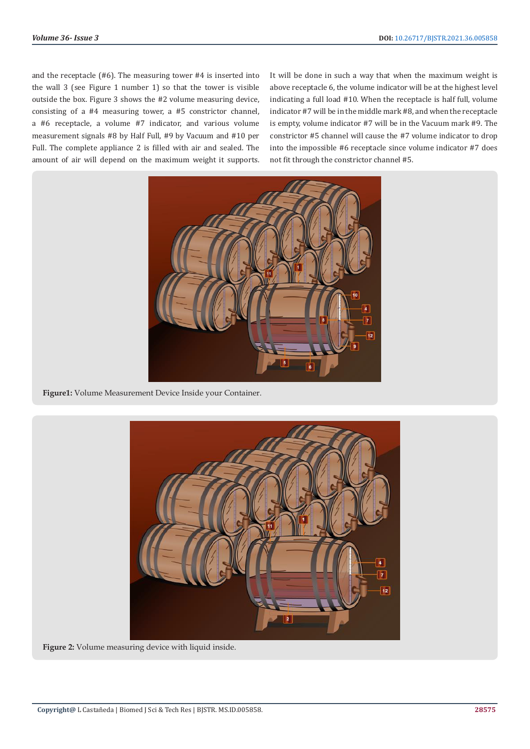and the receptacle (#6). The measuring tower #4 is inserted into the wall 3 (see Figure 1 number 1) so that the tower is visible outside the box. Figure 3 shows the #2 volume measuring device, consisting of a #4 measuring tower, a #5 constrictor channel, a #6 receptacle, a volume #7 indicator, and various volume measurement signals #8 by Half Full, #9 by Vacuum and #10 per Full. The complete appliance 2 is filled with air and sealed. The amount of air will depend on the maximum weight it supports. It will be done in such a way that when the maximum weight is above receptacle 6, the volume indicator will be at the highest level indicating a full load #10. When the receptacle is half full, volume indicator #7 will be in the middle mark #8, and when the receptacle is empty, volume indicator #7 will be in the Vacuum mark #9. The constrictor #5 channel will cause the #7 volume indicator to drop into the impossible #6 receptacle since volume indicator #7 does not fit through the constrictor channel #5.

**Figure1:** Volume Measurement Device Inside your Container.

**Figure 2:** Volume measuring device with liquid inside.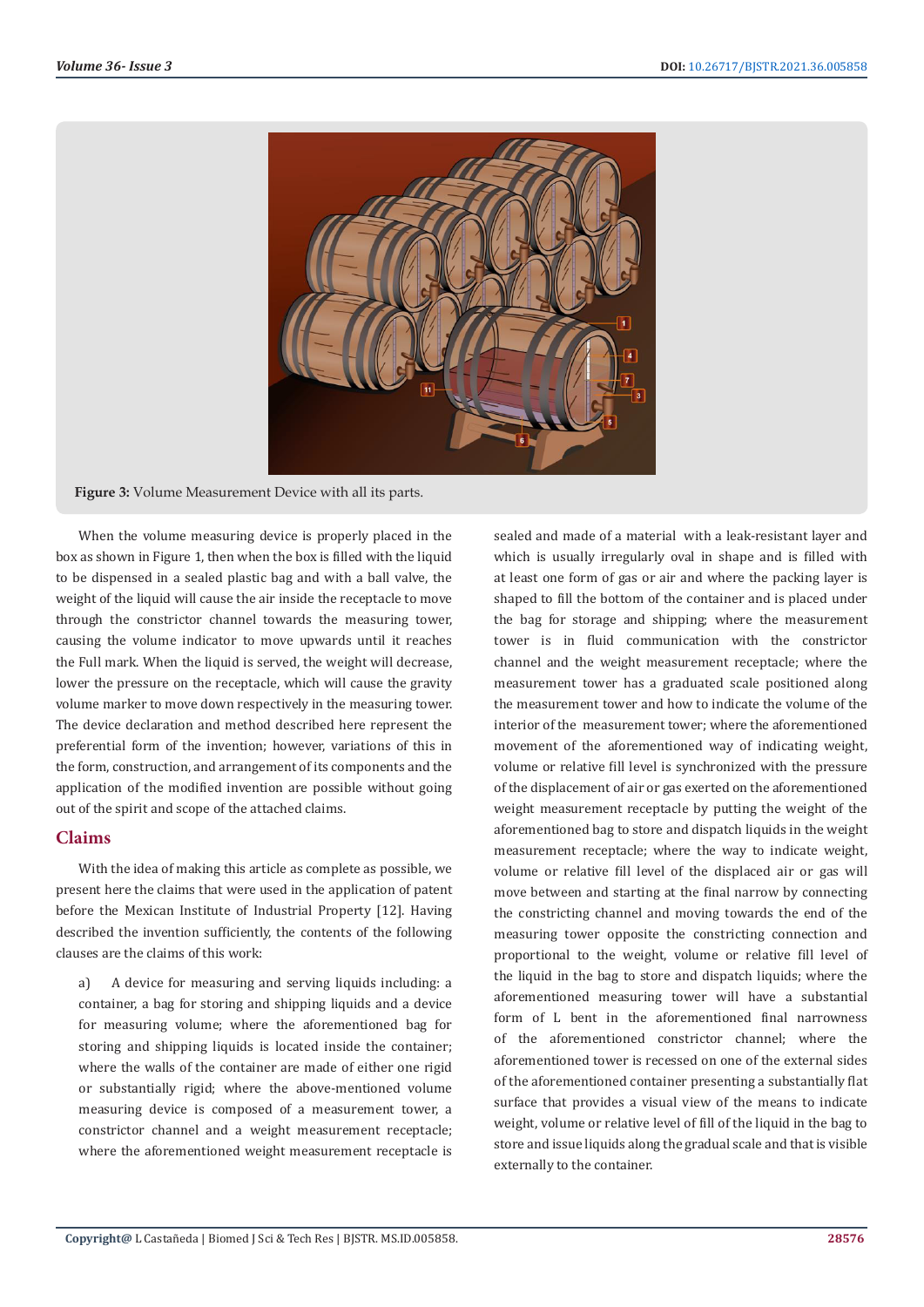Figure 3: Volume Measurement Device with all its parts.

When the volume measuring device is properly placed in the box as shown in Figure 1, then when the box is filled with the liquid to be dispensed in a sealed plastic bag and with a ball valve, the weight of the liquid will cause the air inside the receptacle to move through the constrictor channel towards the measuring tower, causing the volume indicator to move upwards until it reaches the Full mark. When the liquid is served, the weight will decrease, lower the pressure on the receptacle, which will cause the gravity volume marker to move down respectively in the measuring tower. The device declaration and method described here represent the preferential form of the invention; however, variations of this in the form, construction, and arrangement of its components and the application of the modified invention are possible without going out of the spirit and scope of the attached claims.

## Claims

With the idea of making this article as complete as possible, we present here the claims that were used in the application of patent before the Mexican Institute of Industrial Property [12]. Having described the invention sufficiently, the contents of the following clauses are the claims of this work:

a) A device for measuring and serving liquids including: a container, a bag for storing and shipping liquids and a device for measuring volume; where the aforementioned bag for storing and shipping liquids is located inside the container; where the walls of the container are made of either one rigid or substantially rigid; where the above-mentioned volume measuring device is composed of a measurement tower, a constrictor channel and a weight measurement receptacle; where the aforementioned weight measurement receptacle is sealed and made of a material with a leak-resistant layer and which is usually irregularly oval in shape and is filled with at least one form of gas or air and where the packing layer is shaped to fill the bottom of the container and is placed under the bag for storage and shipping; where the measurement tower is in fluid communication with the constrictor channel and the weight measurement receptacle; where the measurement tower has a graduated scale positioned along the measurement tower and how to indicate the volume of the interior of the measurement tower; where the aforementioned movement of the aforementioned way of indicating weight, volume or relative fill level is synchronized with the pressure of the displacement of air or gas exerted on the aforementioned weight measurement receptacle by putting the weight of the aforementioned bag to store and dispatch liquids in the weight measurement receptacle; where the way to indicate weight, volume or relative fill level of the displaced air or gas will move between and starting at the final narrow by connecting the constricting channel and moving towards the end of the measuring tower opposite the constricting connection and proportional to the weight, volume or relative fill level of the liquid in the bag to store and dispatch liquids; where the aforementioned measuring tower will have a substantial form of L bent in the aforementioned final narrowness of the aforementioned constrictor channel; where the aforementioned tower is recessed on one of the external sides of the aforementioned container presenting a substantially flat surface that provides a visual view of the means to indicate weight, volume or relative level of fill of the liquid in the bag to store and issue liquids along the gradual scale and that is visible externally to the container.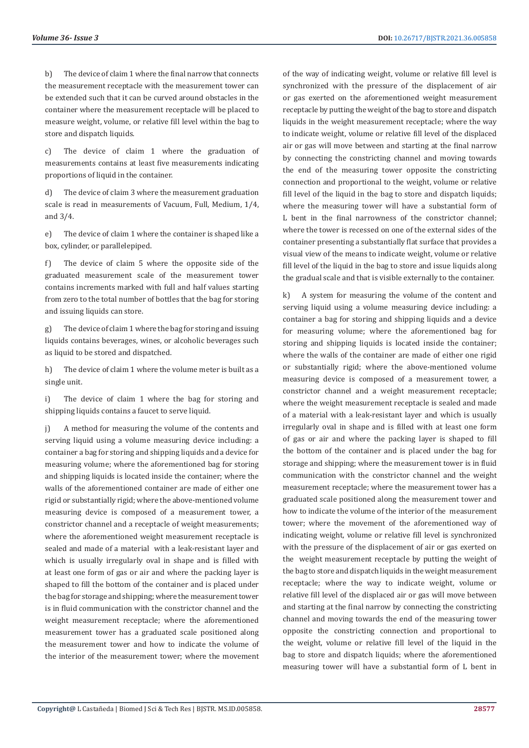b) The device of claim 1 where the final narrow that connects the measurement receptacle with the measurement tower can be extended such that it can be curved around obstacles in the container where the measurement receptacle will be placed to measure weight, volume, or relative fill level within the bag to store and dispatch liquids.

c) The device of claim 1 where the graduation of measurements contains at least five measurements indicating proportions of liquid in the container.

d) The device of claim 3 where the measurement graduation scale is read in measurements of Vacuum, Full, Medium, 1/4, and 3/4.

e) The device of claim 1 where the container is shaped like a box, cylinder, or parallelepiped.

f) The device of claim 5 where the opposite side of the graduated measurement scale of the measurement tower contains increments marked with full and half values starting from zero to the total number of bottles that the bag for storing and issuing liquids can store.

g) The device of claim 1 where the bag for storing and issuing liquids contains beverages, wines, or alcoholic beverages such as liquid to be stored and dispatched.

h) The device of claim 1 where the volume meter is built as a single unit.

i) The device of claim 1 where the bag for storing and shipping liquids contains a faucet to serve liquid.

j) A method for measuring the volume of the contents and serving liquid using a volume measuring device including: a container a bag for storing and shipping liquids and a device for measuring volume; where the aforementioned bag for storing and shipping liquids is located inside the container; where the walls of the aforementioned container are made of either one rigid or substantially rigid; where the above-mentioned volume measuring device is composed of a measurement tower, a constrictor channel and a receptacle of weight measurements; where the aforementioned weight measurement receptacle is sealed and made of a material with a leak-resistant layer and which is usually irregularly oval in shape and is filled with at least one form of gas or air and where the packing layer is shaped to fill the bottom of the container and is placed under the bag for storage and shipping; where the measurement tower is in fluid communication with the constrictor channel and the weight measurement receptacle; where the aforementioned measurement tower has a graduated scale positioned along the measurement tower and how to indicate the volume of the interior of the measurement tower; where the movement of the way of indicating weight, volume or relative fill level is synchronized with the pressure of the displacement of air or gas exerted on the aforementioned weight measurement receptacle by putting the weight of the bag to store and dispatch liquids in the weight measurement receptacle; where the way to indicate weight, volume or relative fill level of the displaced air or gas will move between and starting at the final narrow by connecting the constricting channel and moving towards the end of the measuring tower opposite the constricting connection and proportional to the weight, volume or relative fill level of the liquid in the bag to store and dispatch liquids; where the measuring tower will have a substantial form of L bent in the final narrowness of the constrictor channel; where the tower is recessed on one of the external sides of the container presenting a substantially flat surface that provides a visual view of the means to indicate weight, volume or relative fill level of the liquid in the bag to store and issue liquids along the gradual scale and that is visible externally to the container.

k) A system for measuring the volume of the content and serving liquid using a volume measuring device including: a container a bag for storing and shipping liquids and a device for measuring volume; where the aforementioned bag for storing and shipping liquids is located inside the container; where the walls of the container are made of either one rigid or substantially rigid; where the above-mentioned volume measuring device is composed of a measurement tower, a constrictor channel and a weight measurement receptacle; where the weight measurement receptacle is sealed and made of a material with a leak-resistant layer and which is usually irregularly oval in shape and is filled with at least one form of gas or air and where the packing layer is shaped to fill the bottom of the container and is placed under the bag for storage and shipping; where the measurement tower is in fluid communication with the constrictor channel and the weight measurement receptacle; where the measurement tower has a graduated scale positioned along the measurement tower and how to indicate the volume of the interior of the measurement tower; where the movement of the aforementioned way of indicating weight, volume or relative fill level is synchronized with the pressure of the displacement of air or gas exerted on the weight measurement receptacle by putting the weight of the bag to store and dispatch liquids in the weight measurement receptacle; where the way to indicate weight, volume or relative fill level of the displaced air or gas will move between and starting at the final narrow by connecting the constricting channel and moving towards the end of the measuring tower opposite the constricting connection and proportional to the weight, volume or relative fill level of the liquid in the bag to store and dispatch liquids; where the aforementioned measuring tower will have a substantial form of L bent in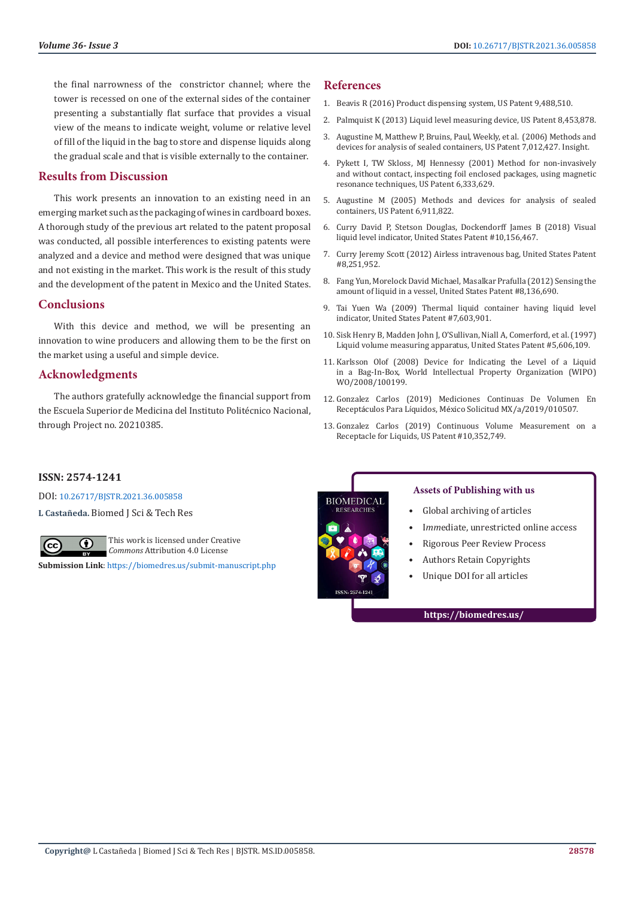the final narrowness of the constrictor channel; where the tower is recessed on one of the external sides of the container presenting a substantially flat surface that provides a visual view of the means to indicate weight, volume or relative level of fill of the liquid in the bag to store and dispense liquids along the gradual scale and that is visible externally to the container.

## Results from Discussion

This work presents an innovation to an existing need in an emerging market such as the packaging of wines in cardboard boxes. A thorough study of the previous art related to the patent proposal was conducted, all possible interferences to existing patents were analyzed and a device and method were designed that was unique and not existing in the market. This work is the result of this study and the development of the patent in Mexico and the United States.

## Conclusions

With this device and method, we will be presenting an innovation to wine producers and allowing them to be the first on the market using a useful and simple device.

## Acknowledgments

The authors gratefully acknowledge the financial support from the Escuela Superior de Medicina del Instituto Politécnico Nacional, through Project no. 20210385.

## References

1. Beavis R (2016) Product dispensing system, US Patent 9,488,510.
2. Palmquist K (2013) Liquid level measuring device, US Patent 8,453,878.
3. Augustine M, Matthew P, Bruins, Paul, Weekly, et al. (2006) Methods and devices for analysis of sealed containers, US Patent 7,012,427. Insight.
4. Pykett I, TW Skloss, MJ Hennessy (2001) Method for non-invasively and without contact, inspecting foil enclosed packages, using magnetic resonance techniques, US Patent 6,333,629.
5. Augustine M (2005) Methods and devices for analysis of sealed containers, US Patent 6,911,822.
6. Curry David P, Stetson Douglas, Dockendorff James B (2018) Visual liquid level indicator, United States Patent #10,156,467.
7. Curry Jeremy Scott (2012) Airless intravenous bag, United States Patent #8,251,952.
8. Fang Yun, Morelock David Michael, Masalkar Prafulla (2012) Sensing the amount of liquid in a vessel, United States Patent #8,136,690.
9. Tai Yuen Wa (2009) Thermal liquid container having liquid level indicator, United States Patent #7,603,901.
10. Sisk Henry B, Madden John J, O'Sullivan, Niall A, Comerford, et al. (1997) Liquid volume measuring apparatus, United States Patent #5,606,109.
11. Karlsson Olof (2008) Device for Indicating the Level of a Liquid in a Bag-In-Box, World Intellectual Property Organization (WIPO) WO/2008/100199.
12. Gonzalez Carlos (2019) Mediciones Continuas De Volumen En Receptáculos Para Líquidos, México Solicitud MX/a/2019/010507.
13. Gonzalez Carlos (2019) Continuous Volume Measurement on a Receptacle for Liquids, US Patent #10,352,749.

**ISSN: 2574-1241**

DOI: 10.26717/BJSTR.2021.36.005858

**L Castañeda.** Biomed J Sci & Tech Res

This work is licensed under Creative *Commons* Attribution 4.0 License

**Submission Link**: https://biomedres.us/submit-manuscript.php

**Assets of Publishing with us**

- Global archiving of articles
- Immediate, unrestricted online access
- Rigorous Peer Review Process
- Authors Retain Copyrights
- Unique DOI for all articles

**https://biomedres.us/**